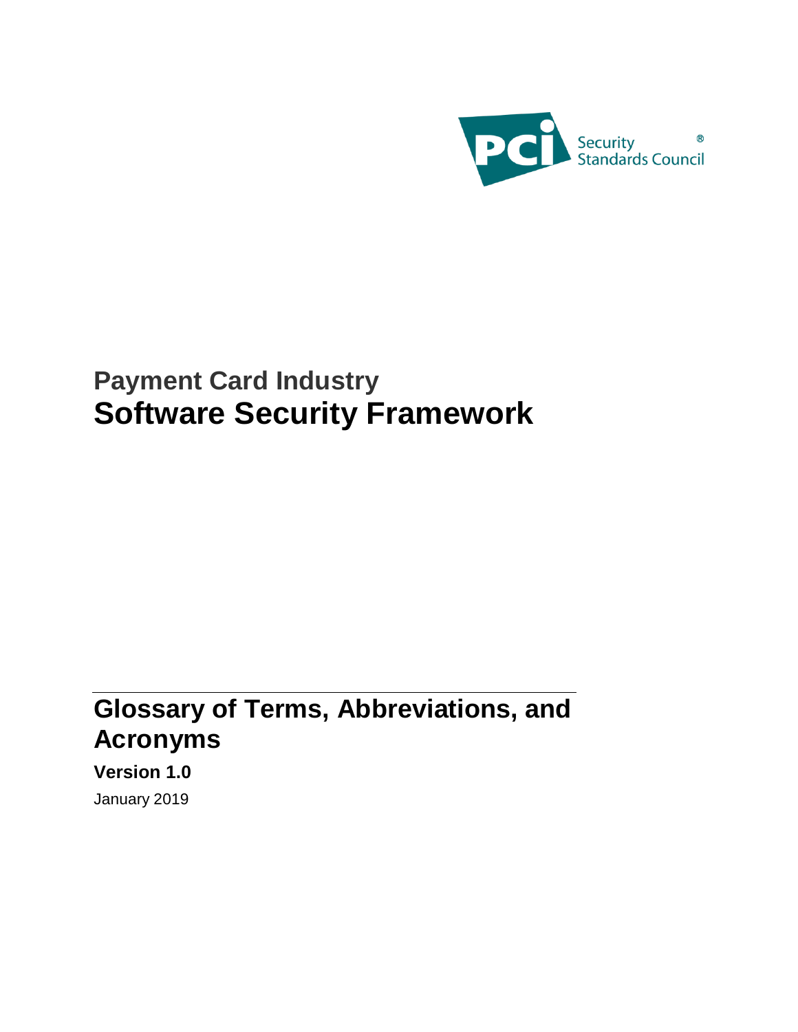PCI Security Standards Council®

# Payment Card Industry
# Software Security Framework

## Glossary of Terms, Abbreviations, and Acronyms

**Version 1.0**

January 2019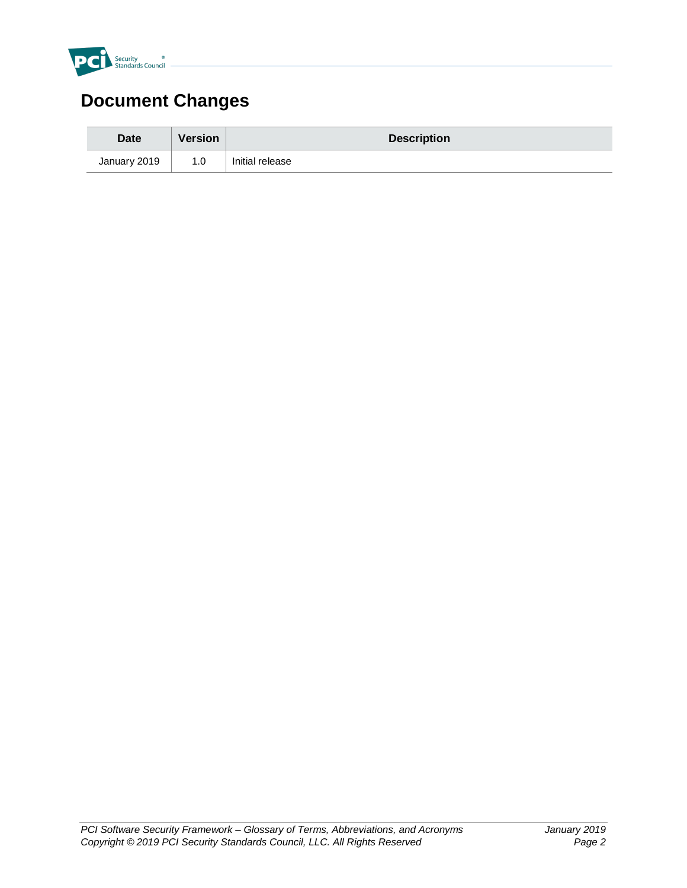# Document Changes

| Date | Version | Description |
|---|---|---|
| January 2019 | 1.0 | Initial release |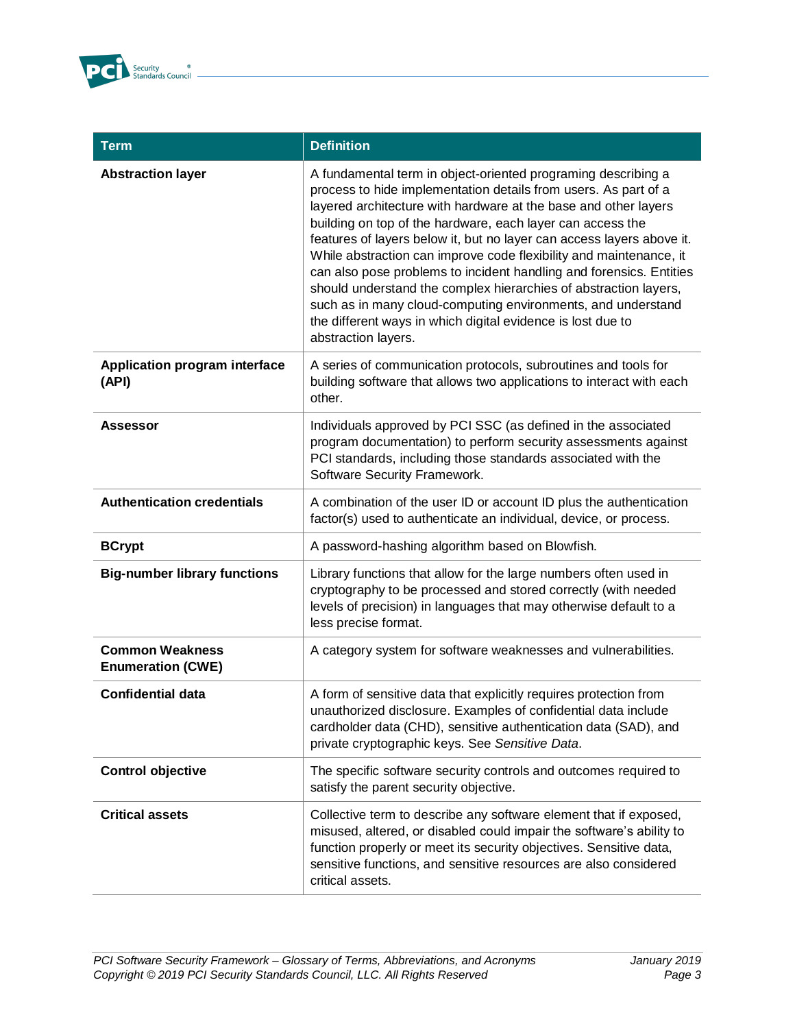| Term | Definition |
|---|---|
| **Abstraction layer** | A fundamental term in object-oriented programing describing a process to hide implementation details from users. As part of a layered architecture with hardware at the base and other layers building on top of the hardware, each layer can access the features of layers below it, but no layer can access layers above it. While abstraction can improve code flexibility and maintenance, it can also pose problems to incident handling and forensics. Entities should understand the complex hierarchies of abstraction layers, such as in many cloud-computing environments, and understand the different ways in which digital evidence is lost due to abstraction layers. |
| **Application program interface (API)** | A series of communication protocols, subroutines and tools for building software that allows two applications to interact with each other. |
| **Assessor** | Individuals approved by PCI SSC (as defined in the associated program documentation) to perform security assessments against PCI standards, including those standards associated with the Software Security Framework. |
| **Authentication credentials** | A combination of the user ID or account ID plus the authentication factor(s) used to authenticate an individual, device, or process. |
| **BCrypt** | A password-hashing algorithm based on Blowfish. |
| **Big-number library functions** | Library functions that allow for the large numbers often used in cryptography to be processed and stored correctly (with needed levels of precision) in languages that may otherwise default to a less precise format. |
| **Common Weakness Enumeration (CWE)** | A category system for software weaknesses and vulnerabilities. |
| **Confidential data** | A form of sensitive data that explicitly requires protection from unauthorized disclosure. Examples of confidential data include cardholder data (CHD), sensitive authentication data (SAD), and private cryptographic keys. See *Sensitive Data*. |
| **Control objective** | The specific software security controls and outcomes required to satisfy the parent security objective. |
| **Critical assets** | Collective term to describe any software element that if exposed, misused, altered, or disabled could impair the software's ability to function properly or meet its security objectives. Sensitive data, sensitive functions, and sensitive resources are also considered critical assets. |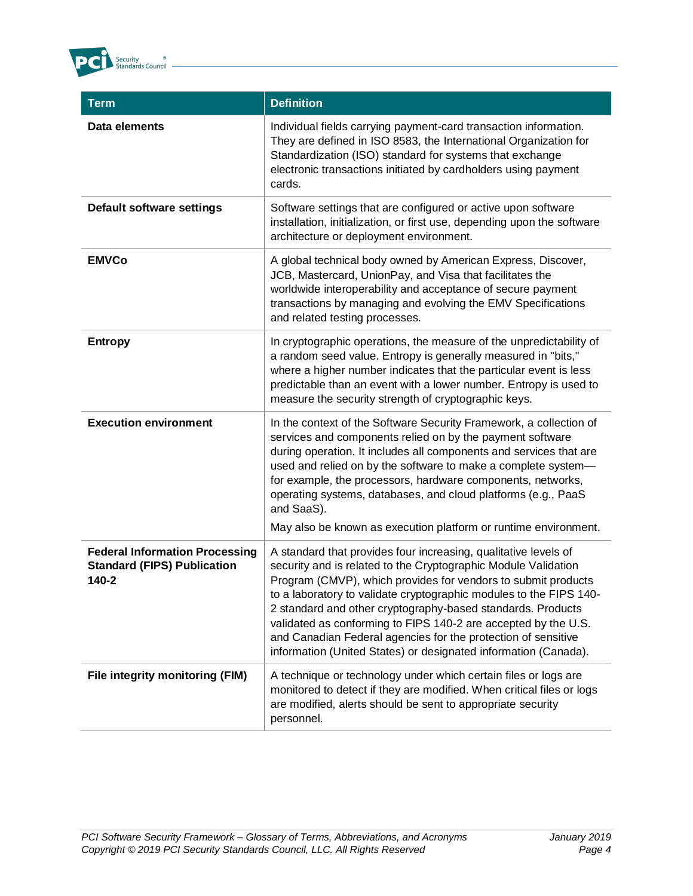| Term | Definition |
|---|---|
| **Data elements** | Individual fields carrying payment-card transaction information. They are defined in ISO 8583, the International Organization for Standardization (ISO) standard for systems that exchange electronic transactions initiated by cardholders using payment cards. |
| **Default software settings** | Software settings that are configured or active upon software installation, initialization, or first use, depending upon the software architecture or deployment environment. |
| **EMVCo** | A global technical body owned by American Express, Discover, JCB, Mastercard, UnionPay, and Visa that facilitates the worldwide interoperability and acceptance of secure payment transactions by managing and evolving the EMV Specifications and related testing processes. |
| **Entropy** | In cryptographic operations, the measure of the unpredictability of a random seed value. Entropy is generally measured in "bits," where a higher number indicates that the particular event is less predictable than an event with a lower number. Entropy is used to measure the security strength of cryptographic keys. |
| **Execution environment** | In the context of the Software Security Framework, a collection of services and components relied on by the payment software during operation. It includes all components and services that are used and relied on by the software to make a complete system—for example, the processors, hardware components, networks, operating systems, databases, and cloud platforms (e.g., PaaS and SaaS).<br><br>May also be known as execution platform or runtime environment. |
| **Federal Information Processing Standard (FIPS) Publication 140-2** | A standard that provides four increasing, qualitative levels of security and is related to the Cryptographic Module Validation Program (CMVP), which provides for vendors to submit products to a laboratory to validate cryptographic modules to the FIPS 140-2 standard and other cryptography-based standards. Products validated as conforming to FIPS 140-2 are accepted by the U.S. and Canadian Federal agencies for the protection of sensitive information (United States) or designated information (Canada). |
| **File integrity monitoring (FIM)** | A technique or technology under which certain files or logs are monitored to detect if they are modified. When critical files or logs are modified, alerts should be sent to appropriate security personnel. |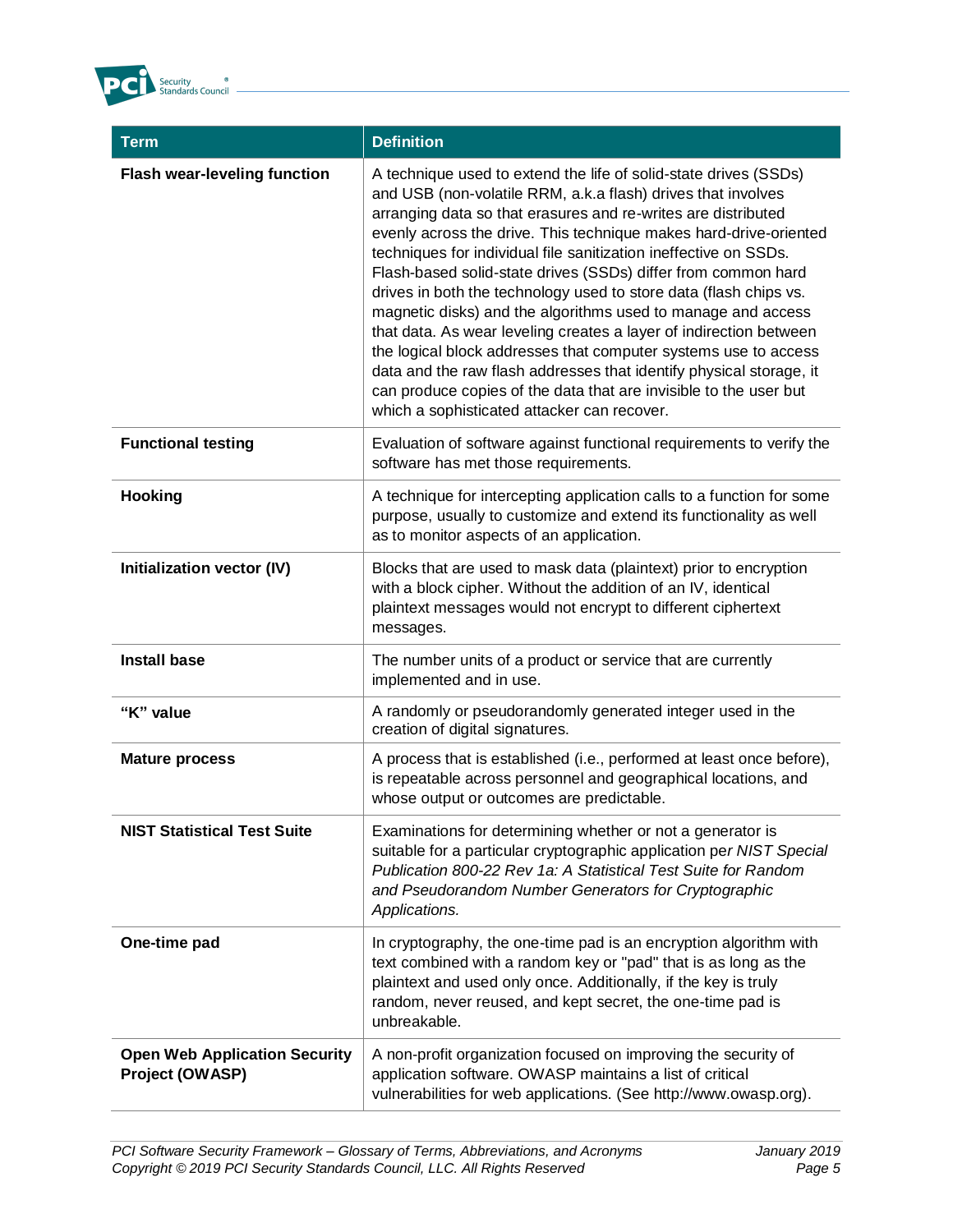| Term | Definition |
|---|---|
| **Flash wear-leveling function** | A technique used to extend the life of solid-state drives (SSDs) and USB (non-volatile RRM, a.k.a flash) drives that involves arranging data so that erasures and re-writes are distributed evenly across the drive. This technique makes hard-drive-oriented techniques for individual file sanitization ineffective on SSDs. Flash-based solid-state drives (SSDs) differ from common hard drives in both the technology used to store data (flash chips vs. magnetic disks) and the algorithms used to manage and access that data. As wear leveling creates a layer of indirection between the logical block addresses that computer systems use to access data and the raw flash addresses that identify physical storage, it can produce copies of the data that are invisible to the user but which a sophisticated attacker can recover. |
| **Functional testing** | Evaluation of software against functional requirements to verify the software has met those requirements. |
| **Hooking** | A technique for intercepting application calls to a function for some purpose, usually to customize and extend its functionality as well as to monitor aspects of an application. |
| **Initialization vector (IV)** | Blocks that are used to mask data (plaintext) prior to encryption with a block cipher. Without the addition of an IV, identical plaintext messages would not encrypt to different ciphertext messages. |
| **Install base** | The number units of a product or service that are currently implemented and in use. |
| **“K” value** | A randomly or pseudorandomly generated integer used in the creation of digital signatures. |
| **Mature process** | A process that is established (i.e., performed at least once before), is repeatable across personnel and geographical locations, and whose output or outcomes are predictable. |
| **NIST Statistical Test Suite** | Examinations for determining whether or not a generator is suitable for a particular cryptographic application per *NIST Special Publication 800-22 Rev 1a: A Statistical Test Suite for Random and Pseudorandom Number Generators for Cryptographic Applications.* |
| **One-time pad** | In cryptography, the one-time pad is an encryption algorithm with text combined with a random key or "pad" that is as long as the plaintext and used only once. Additionally, if the key is truly random, never reused, and kept secret, the one-time pad is unbreakable. |
| **Open Web Application Security Project (OWASP)** | A non-profit organization focused on improving the security of application software. OWASP maintains a list of critical vulnerabilities for web applications. (See http://www.owasp.org). |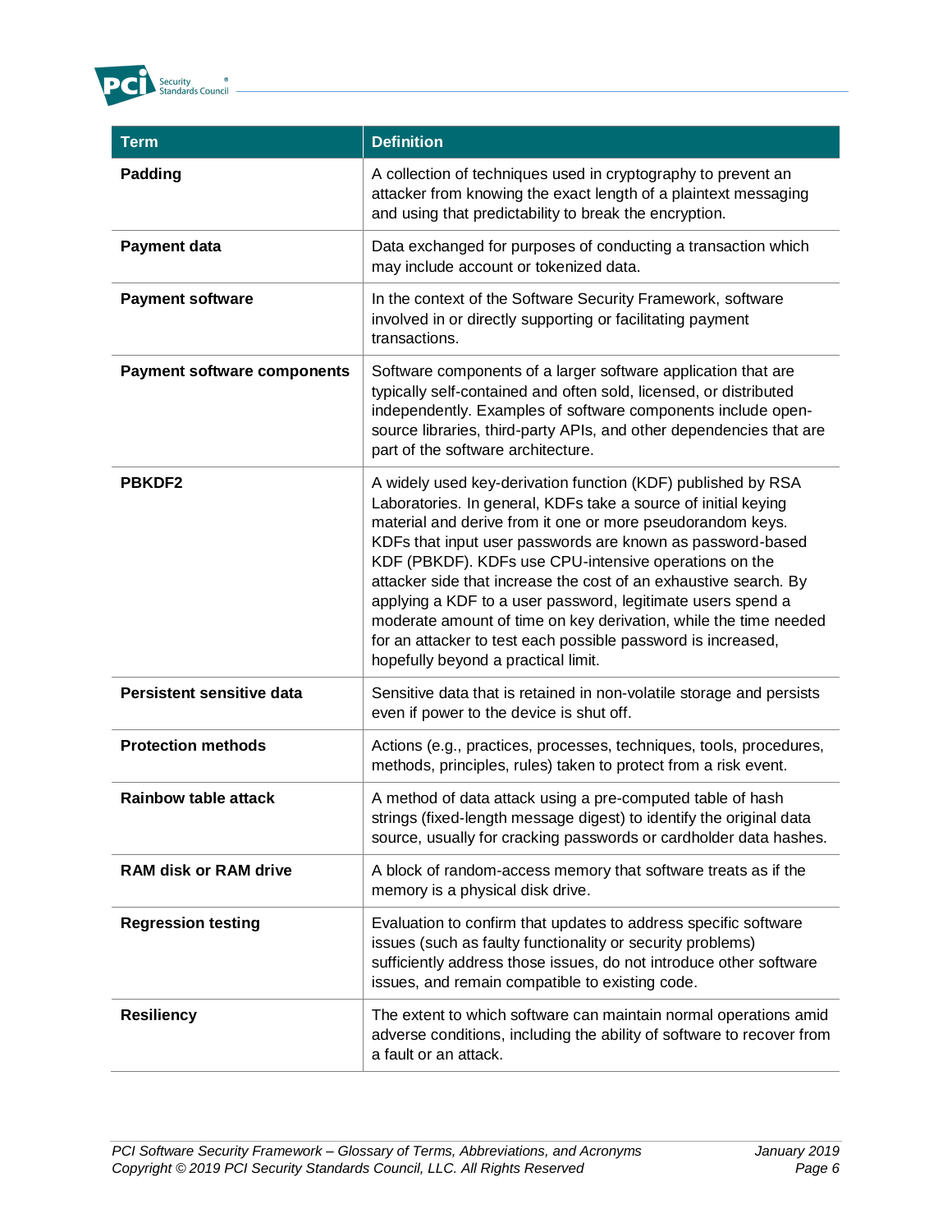| Term | Definition |
|---|---|
| **Padding** | A collection of techniques used in cryptography to prevent an attacker from knowing the exact length of a plaintext messaging and using that predictability to break the encryption. |
| **Payment data** | Data exchanged for purposes of conducting a transaction which may include account or tokenized data. |
| **Payment software** | In the context of the Software Security Framework, software involved in or directly supporting or facilitating payment transactions. |
| **Payment software components** | Software components of a larger software application that are typically self-contained and often sold, licensed, or distributed independently. Examples of software components include open-source libraries, third-party APIs, and other dependencies that are part of the software architecture. |
| **PBKDF2** | A widely used key-derivation function (KDF) published by RSA Laboratories. In general, KDFs take a source of initial keying material and derive from it one or more pseudorandom keys. KDFs that input user passwords are known as password-based KDF (PBKDF). KDFs use CPU-intensive operations on the attacker side that increase the cost of an exhaustive search. By applying a KDF to a user password, legitimate users spend a moderate amount of time on key derivation, while the time needed for an attacker to test each possible password is increased, hopefully beyond a practical limit. |
| **Persistent sensitive data** | Sensitive data that is retained in non-volatile storage and persists even if power to the device is shut off. |
| **Protection methods** | Actions (e.g., practices, processes, techniques, tools, procedures, methods, principles, rules) taken to protect from a risk event. |
| **Rainbow table attack** | A method of data attack using a pre-computed table of hash strings (fixed-length message digest) to identify the original data source, usually for cracking passwords or cardholder data hashes. |
| **RAM disk or RAM drive** | A block of random-access memory that software treats as if the memory is a physical disk drive. |
| **Regression testing** | Evaluation to confirm that updates to address specific software issues (such as faulty functionality or security problems) sufficiently address those issues, do not introduce other software issues, and remain compatible to existing code. |
| **Resiliency** | The extent to which software can maintain normal operations amid adverse conditions, including the ability of software to recover from a fault or an attack. |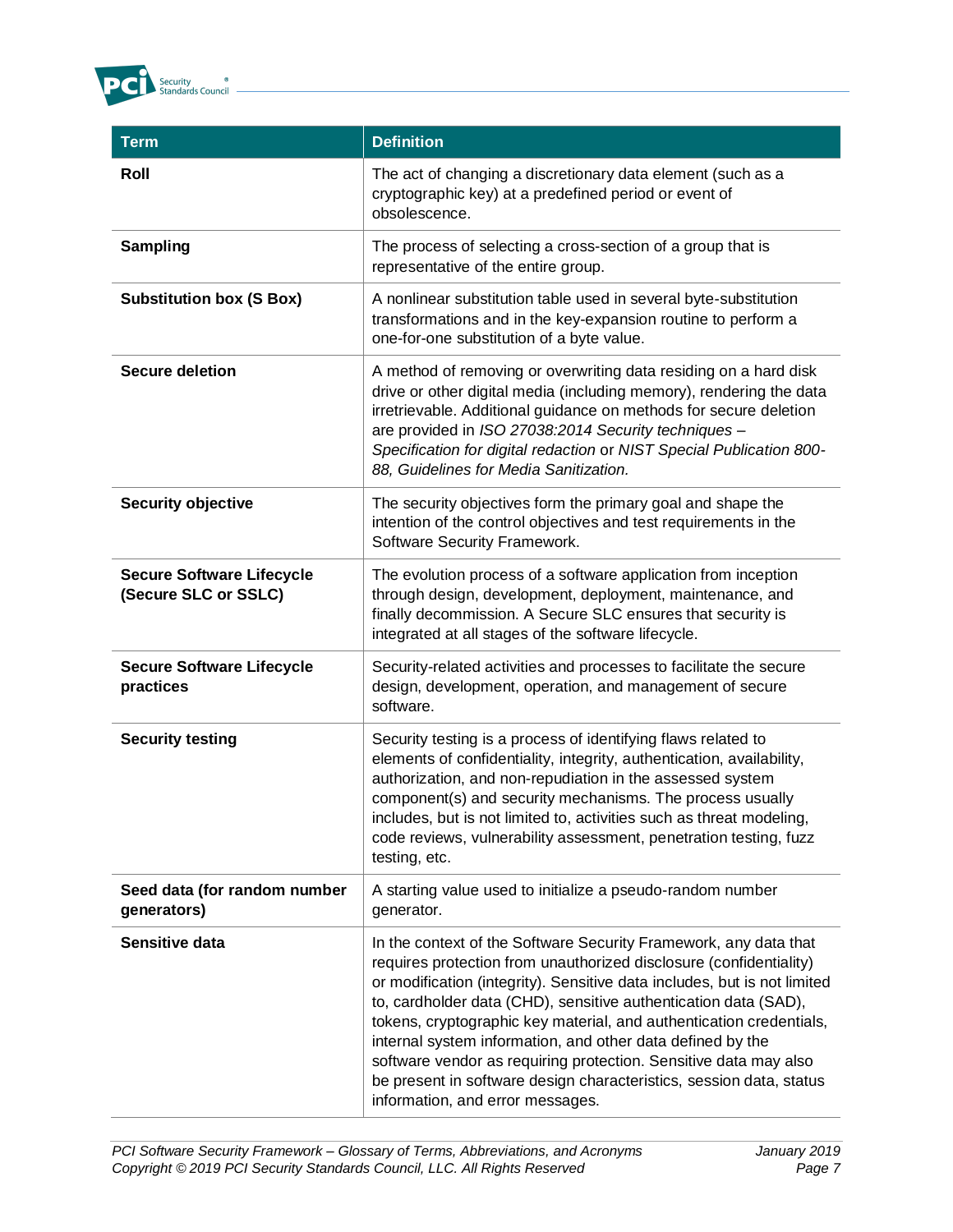| Term | Definition |
|---|---|
| **Roll** | The act of changing a discretionary data element (such as a cryptographic key) at a predefined period or event of obsolescence. |
| **Sampling** | The process of selecting a cross-section of a group that is representative of the entire group. |
| **Substitution box (S Box)** | A nonlinear substitution table used in several byte-substitution transformations and in the key-expansion routine to perform a one-for-one substitution of a byte value. |
| **Secure deletion** | A method of removing or overwriting data residing on a hard disk drive or other digital media (including memory), rendering the data irretrievable. Additional guidance on methods for secure deletion are provided in *ISO 27038:2014 Security techniques – Specification for digital redaction* or *NIST Special Publication 800-88, Guidelines for Media Sanitization.* |
| **Security objective** | The security objectives form the primary goal and shape the intention of the control objectives and test requirements in the Software Security Framework. |
| **Secure Software Lifecycle (Secure SLC or SSLC)** | The evolution process of a software application from inception through design, development, deployment, maintenance, and finally decommission. A Secure SLC ensures that security is integrated at all stages of the software lifecycle. |
| **Secure Software Lifecycle practices** | Security-related activities and processes to facilitate the secure design, development, operation, and management of secure software. |
| **Security testing** | Security testing is a process of identifying flaws related to elements of confidentiality, integrity, authentication, availability, authorization, and non-repudiation in the assessed system component(s) and security mechanisms. The process usually includes, but is not limited to, activities such as threat modeling, code reviews, vulnerability assessment, penetration testing, fuzz testing, etc. |
| **Seed data (for random number generators)** | A starting value used to initialize a pseudo-random number generator. |
| **Sensitive data** | In the context of the Software Security Framework, any data that requires protection from unauthorized disclosure (confidentiality) or modification (integrity). Sensitive data includes, but is not limited to, cardholder data (CHD), sensitive authentication data (SAD), tokens, cryptographic key material, and authentication credentials, internal system information, and other data defined by the software vendor as requiring protection. Sensitive data may also be present in software design characteristics, session data, status information, and error messages. |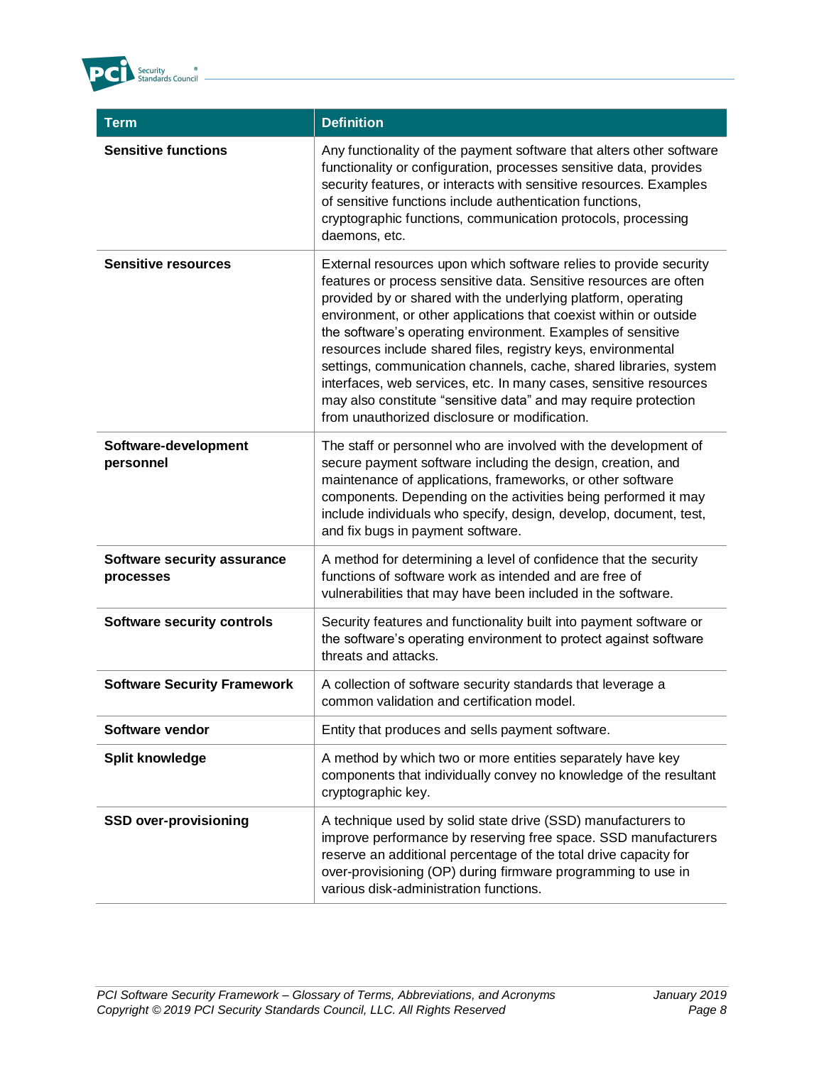| Term | Definition |
|---|---|
| **Sensitive functions** | Any functionality of the payment software that alters other software functionality or configuration, processes sensitive data, provides security features, or interacts with sensitive resources. Examples of sensitive functions include authentication functions, cryptographic functions, communication protocols, processing daemons, etc. |
| **Sensitive resources** | External resources upon which software relies to provide security features or process sensitive data. Sensitive resources are often provided by or shared with the underlying platform, operating environment, or other applications that coexist within or outside the software's operating environment. Examples of sensitive resources include shared files, registry keys, environmental settings, communication channels, cache, shared libraries, system interfaces, web services, etc. In many cases, sensitive resources may also constitute "sensitive data" and may require protection from unauthorized disclosure or modification. |
| **Software-development personnel** | The staff or personnel who are involved with the development of secure payment software including the design, creation, and maintenance of applications, frameworks, or other software components. Depending on the activities being performed it may include individuals who specify, design, develop, document, test, and fix bugs in payment software. |
| **Software security assurance processes** | A method for determining a level of confidence that the security functions of software work as intended and are free of vulnerabilities that may have been included in the software. |
| **Software security controls** | Security features and functionality built into payment software or the software's operating environment to protect against software threats and attacks. |
| **Software Security Framework** | A collection of software security standards that leverage a common validation and certification model. |
| **Software vendor** | Entity that produces and sells payment software. |
| **Split knowledge** | A method by which two or more entities separately have key components that individually convey no knowledge of the resultant cryptographic key. |
| **SSD over-provisioning** | A technique used by solid state drive (SSD) manufacturers to improve performance by reserving free space. SSD manufacturers reserve an additional percentage of the total drive capacity for over-provisioning (OP) during firmware programming to use in various disk-administration functions. |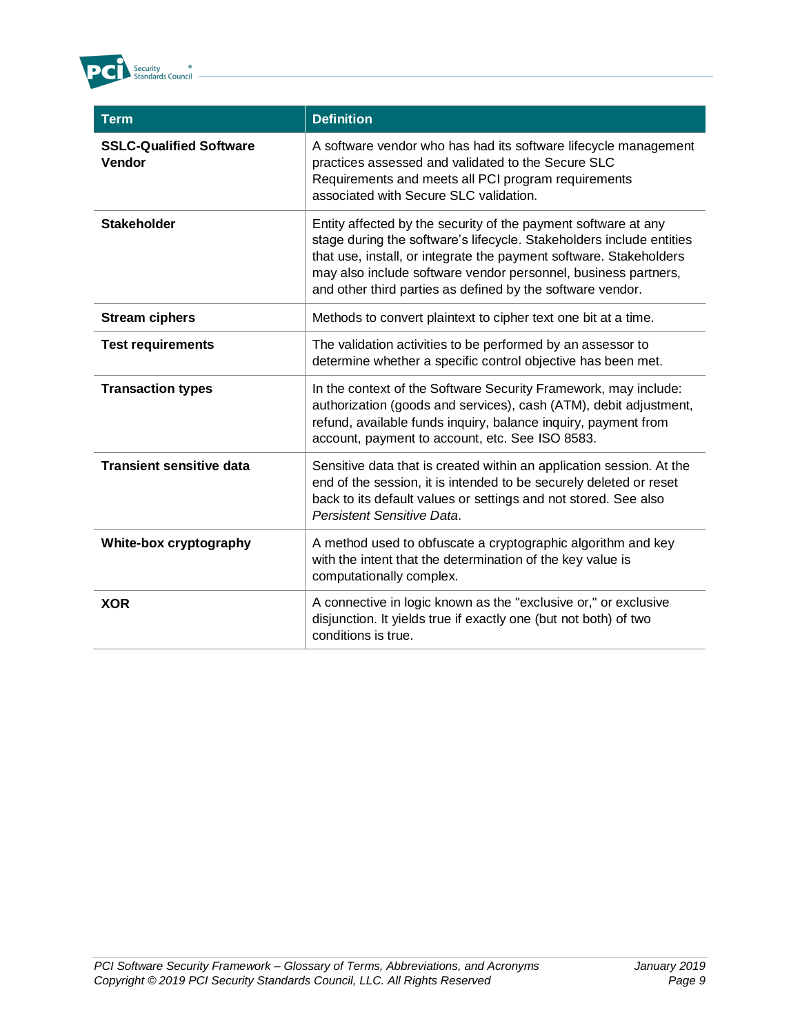| Term | Definition |
|---|---|
| **SSLC-Qualified Software Vendor** | A software vendor who has had its software lifecycle management practices assessed and validated to the Secure SLC Requirements and meets all PCI program requirements associated with Secure SLC validation. |
| **Stakeholder** | Entity affected by the security of the payment software at any stage during the software's lifecycle. Stakeholders include entities that use, install, or integrate the payment software. Stakeholders may also include software vendor personnel, business partners, and other third parties as defined by the software vendor. |
| **Stream ciphers** | Methods to convert plaintext to cipher text one bit at a time. |
| **Test requirements** | The validation activities to be performed by an assessor to determine whether a specific control objective has been met. |
| **Transaction types** | In the context of the Software Security Framework, may include: authorization (goods and services), cash (ATM), debit adjustment, refund, available funds inquiry, balance inquiry, payment from account, payment to account, etc. See ISO 8583. |
| **Transient sensitive data** | Sensitive data that is created within an application session. At the end of the session, it is intended to be securely deleted or reset back to its default values or settings and not stored. See also *Persistent Sensitive Data*. |
| **White-box cryptography** | A method used to obfuscate a cryptographic algorithm and key with the intent that the determination of the key value is computationally complex. |
| **XOR** | A connective in logic known as the "exclusive or," or exclusive disjunction. It yields true if exactly one (but not both) of two conditions is true. |